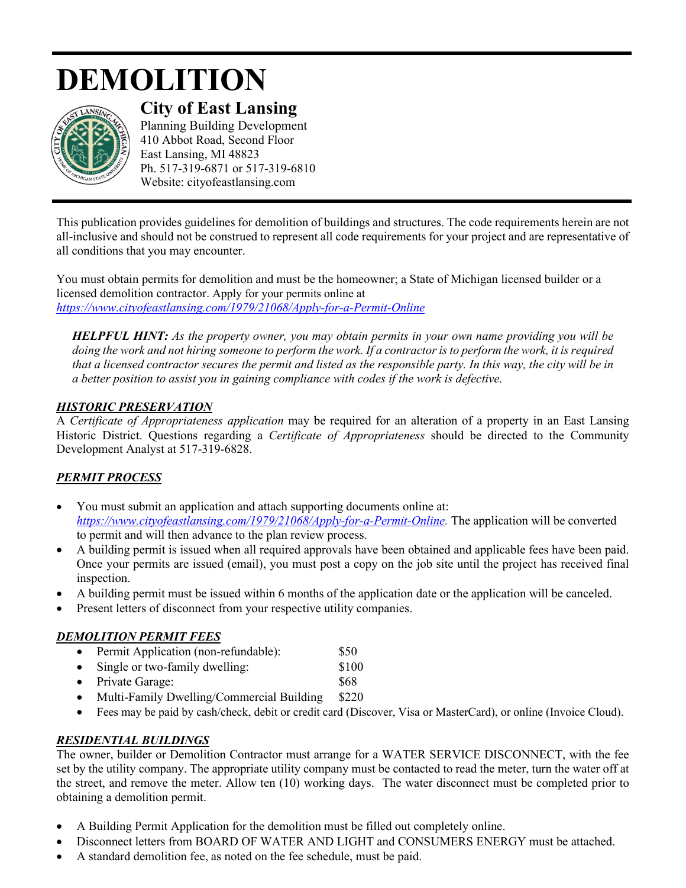# DEMOLITION

## City of East Lansing

Planning Building Development
410 Abbot Road, Second Floor
East Lansing, MI 48823
Ph. 517-319-6871 or 517-319-6810
Website: cityofeastlansing.com

This publication provides guidelines for demolition of buildings and structures. The code requirements herein are not all-inclusive and should not be construed to represent all code requirements for your project and are representative of all conditions that you may encounter.

You must obtain permits for demolition and must be the homeowner; a State of Michigan licensed builder or a licensed demolition contractor. Apply for your permits online at https://www.cityofeastlansing.com/1979/21068/Apply-for-a-Permit-Online

> ***HELPFUL HINT:*** *As the property owner, you may obtain permits in your own name providing you will be doing the work and not hiring someone to perform the work. If a contractor is to perform the work, it is required that a licensed contractor secures the permit and listed as the responsible party. In this way, the city will be in a better position to assist you in gaining compliance with codes if the work is defective.*

### ***HISTORIC PRESERVATION***

A *Certificate of Appropriateness application* may be required for an alteration of a property in an East Lansing Historic District. Questions regarding a *Certificate of Appropriateness* should be directed to the Community Development Analyst at 517-319-6828.

### ***PERMIT PROCESS***

- You must submit an application and attach supporting documents online at: *https://www.cityofeastlansing.com/1979/21068/Apply-for-a-Permit-Online.* The application will be converted to permit and will then advance to the plan review process.
- A building permit is issued when all required approvals have been obtained and applicable fees have been paid. Once your permits are issued (email), you must post a copy on the job site until the project has received final inspection.
- A building permit must be issued within 6 months of the application date or the application will be canceled.
- Present letters of disconnect from your respective utility companies.

### ***DEMOLITION PERMIT FEES***

- Permit Application (non-refundable): $50
- Single or two-family dwelling: $100
- Private Garage: $68
- Multi-Family Dwelling/Commercial Building $220
- Fees may be paid by cash/check, debit or credit card (Discover, Visa or MasterCard), or online (Invoice Cloud).

### ***RESIDENTIAL BUILDINGS***

The owner, builder or Demolition Contractor must arrange for a WATER SERVICE DISCONNECT, with the fee set by the utility company. The appropriate utility company must be contacted to read the meter, turn the water off at the street, and remove the meter. Allow ten (10) working days. The water disconnect must be completed prior to obtaining a demolition permit.

- A Building Permit Application for the demolition must be filled out completely online.
- Disconnect letters from BOARD OF WATER AND LIGHT and CONSUMERS ENERGY must be attached.
- A standard demolition fee, as noted on the fee schedule, must be paid.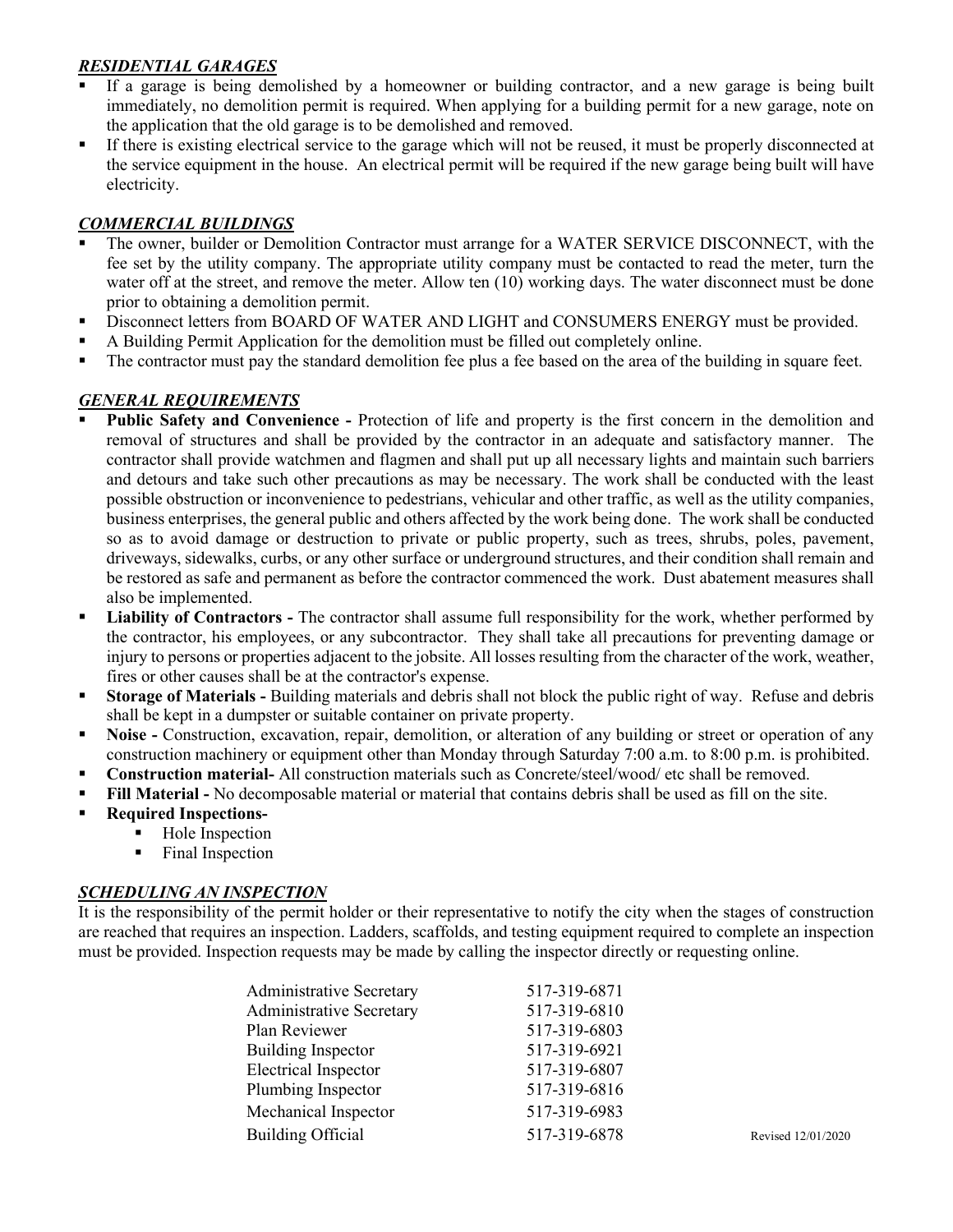***RESIDENTIAL GARAGES***

- If a garage is being demolished by a homeowner or building contractor, and a new garage is being built immediately, no demolition permit is required. When applying for a building permit for a new garage, note on the application that the old garage is to be demolished and removed.
- If there is existing electrical service to the garage which will not be reused, it must be properly disconnected at the service equipment in the house. An electrical permit will be required if the new garage being built will have electricity.

***COMMERCIAL BUILDINGS***

- The owner, builder or Demolition Contractor must arrange for a WATER SERVICE DISCONNECT, with the fee set by the utility company. The appropriate utility company must be contacted to read the meter, turn the water off at the street, and remove the meter. Allow ten (10) working days. The water disconnect must be done prior to obtaining a demolition permit.
- Disconnect letters from BOARD OF WATER AND LIGHT and CONSUMERS ENERGY must be provided.
- A Building Permit Application for the demolition must be filled out completely online.
- The contractor must pay the standard demolition fee plus a fee based on the area of the building in square feet.

***GENERAL REQUIREMENTS***

- **Public Safety and Convenience -** Protection of life and property is the first concern in the demolition and removal of structures and shall be provided by the contractor in an adequate and satisfactory manner. The contractor shall provide watchmen and flagmen and shall put up all necessary lights and maintain such barriers and detours and take such other precautions as may be necessary. The work shall be conducted with the least possible obstruction or inconvenience to pedestrians, vehicular and other traffic, as well as the utility companies, business enterprises, the general public and others affected by the work being done. The work shall be conducted so as to avoid damage or destruction to private or public property, such as trees, shrubs, poles, pavement, driveways, sidewalks, curbs, or any other surface or underground structures, and their condition shall remain and be restored as safe and permanent as before the contractor commenced the work. Dust abatement measures shall also be implemented.
- **Liability of Contractors -** The contractor shall assume full responsibility for the work, whether performed by the contractor, his employees, or any subcontractor. They shall take all precautions for preventing damage or injury to persons or properties adjacent to the jobsite. All losses resulting from the character of the work, weather, fires or other causes shall be at the contractor's expense.
- **Storage of Materials -** Building materials and debris shall not block the public right of way. Refuse and debris shall be kept in a dumpster or suitable container on private property.
- **Noise -** Construction, excavation, repair, demolition, or alteration of any building or street or operation of any construction machinery or equipment other than Monday through Saturday 7:00 a.m. to 8:00 p.m. is prohibited.
- **Construction material-** All construction materials such as Concrete/steel/wood/ etc shall be removed.
- **Fill Material -** No decomposable material or material that contains debris shall be used as fill on the site.
- **Required Inspections-**
  - Hole Inspection
  - Final Inspection

***SCHEDULING AN INSPECTION***

It is the responsibility of the permit holder or their representative to notify the city when the stages of construction are reached that requires an inspection. Ladders, scaffolds, and testing equipment required to complete an inspection must be provided. Inspection requests may be made by calling the inspector directly or requesting online.

| | |
|---|---|
| Administrative Secretary | 517-319-6871 |
| Administrative Secretary | 517-319-6810 |
| Plan Reviewer | 517-319-6803 |
| Building Inspector | 517-319-6921 |
| Electrical Inspector | 517-319-6807 |
| Plumbing Inspector | 517-319-6816 |
| Mechanical Inspector | 517-319-6983 |
| Building Official | 517-319-6878 |

Revised 12/01/2020